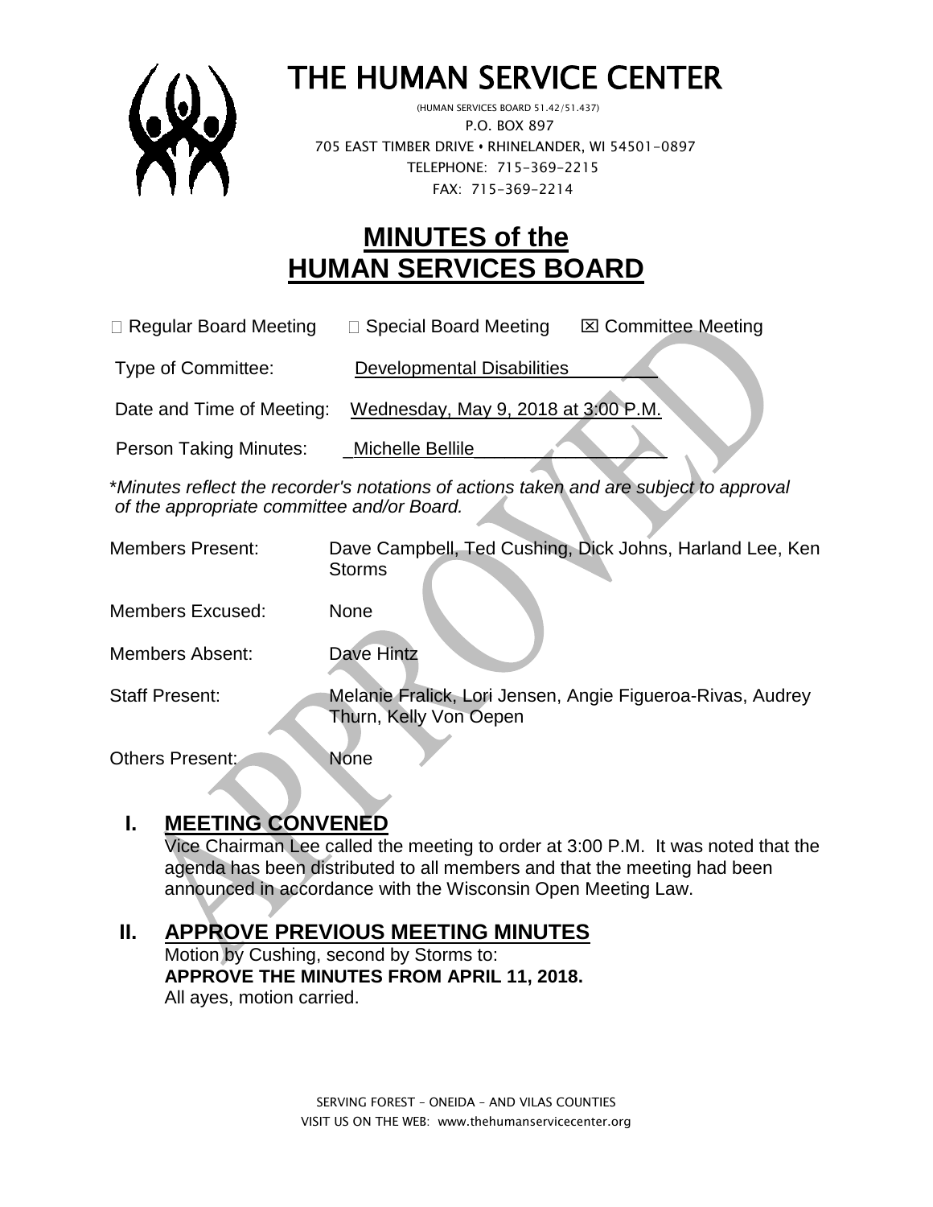# THE HUMAN SERVICE CENTER

(HUMAN SERVICES BOARD 51.42/51.437)
P.O. BOX 897
705 EAST TIMBER DRIVE • RHINELANDER, WI 54501-0897
TELEPHONE: 715-369-2215
FAX: 715-369-2214

# MINUTES of the HUMAN SERVICES BOARD

☐ Regular Board Meeting ☐ Special Board Meeting ☒ Committee Meeting

Type of Committee: Developmental Disabilities

Date and Time of Meeting: Wednesday, May 9, 2018 at 3:00 P.M.

Person Taking Minutes: Michelle Bellile

\**Minutes reflect the recorder's notations of actions taken and are subject to approval of the appropriate committee and/or Board.*

Members Present: Dave Campbell, Ted Cushing, Dick Johns, Harland Lee, Ken Storms

Members Excused: None

Members Absent: Dave Hintz

Staff Present: Melanie Fralick, Lori Jensen, Angie Figueroa-Rivas, Audrey Thurn, Kelly Von Oepen

Others Present: None

## I. MEETING CONVENED

Vice Chairman Lee called the meeting to order at 3:00 P.M. It was noted that the agenda has been distributed to all members and that the meeting had been announced in accordance with the Wisconsin Open Meeting Law.

## II. APPROVE PREVIOUS MEETING MINUTES

Motion by Cushing, second by Storms to:
**APPROVE THE MINUTES FROM APRIL 11, 2018.**
All ayes, motion carried.

SERVING FOREST – ONEIDA – AND VILAS COUNTIES
VISIT US ON THE WEB: www.thehumanservicecenter.org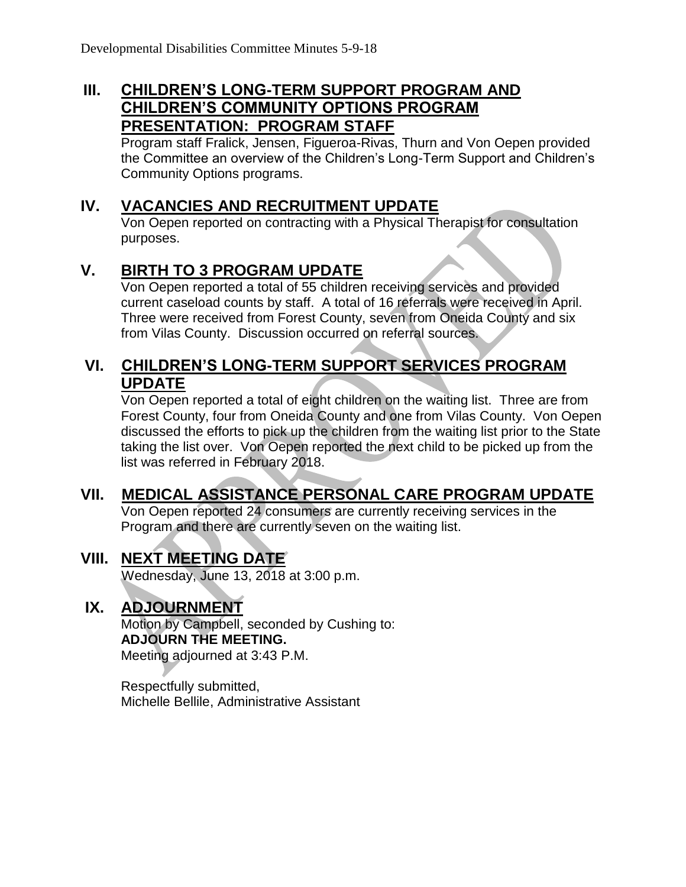## III. CHILDREN'S LONG-TERM SUPPORT PROGRAM AND CHILDREN'S COMMUNITY OPTIONS PROGRAM PRESENTATION: PROGRAM STAFF

Program staff Fralick, Jensen, Figueroa-Rivas, Thurn and Von Oepen provided the Committee an overview of the Children's Long-Term Support and Children's Community Options programs.

## IV. VACANCIES AND RECRUITMENT UPDATE

Von Oepen reported on contracting with a Physical Therapist for consultation purposes.

## V. BIRTH TO 3 PROGRAM UPDATE

Von Oepen reported a total of 55 children receiving services and provided current caseload counts by staff. A total of 16 referrals were received in April. Three were received from Forest County, seven from Oneida County and six from Vilas County. Discussion occurred on referral sources.

## VI. CHILDREN'S LONG-TERM SUPPORT SERVICES PROGRAM UPDATE

Von Oepen reported a total of eight children on the waiting list. Three are from Forest County, four from Oneida County and one from Vilas County. Von Oepen discussed the efforts to pick up the children from the waiting list prior to the State taking the list over. Von Oepen reported the next child to be picked up from the list was referred in February 2018.

## VII. MEDICAL ASSISTANCE PERSONAL CARE PROGRAM UPDATE

Von Oepen reported 24 consumers are currently receiving services in the Program and there are currently seven on the waiting list.

## VIII. NEXT MEETING DATE

Wednesday, June 13, 2018 at 3:00 p.m.

## IX. ADJOURNMENT

Motion by Campbell, seconded by Cushing to:
**ADJOURN THE MEETING.**
Meeting adjourned at 3:43 P.M.

Respectfully submitted,
Michelle Bellile, Administrative Assistant